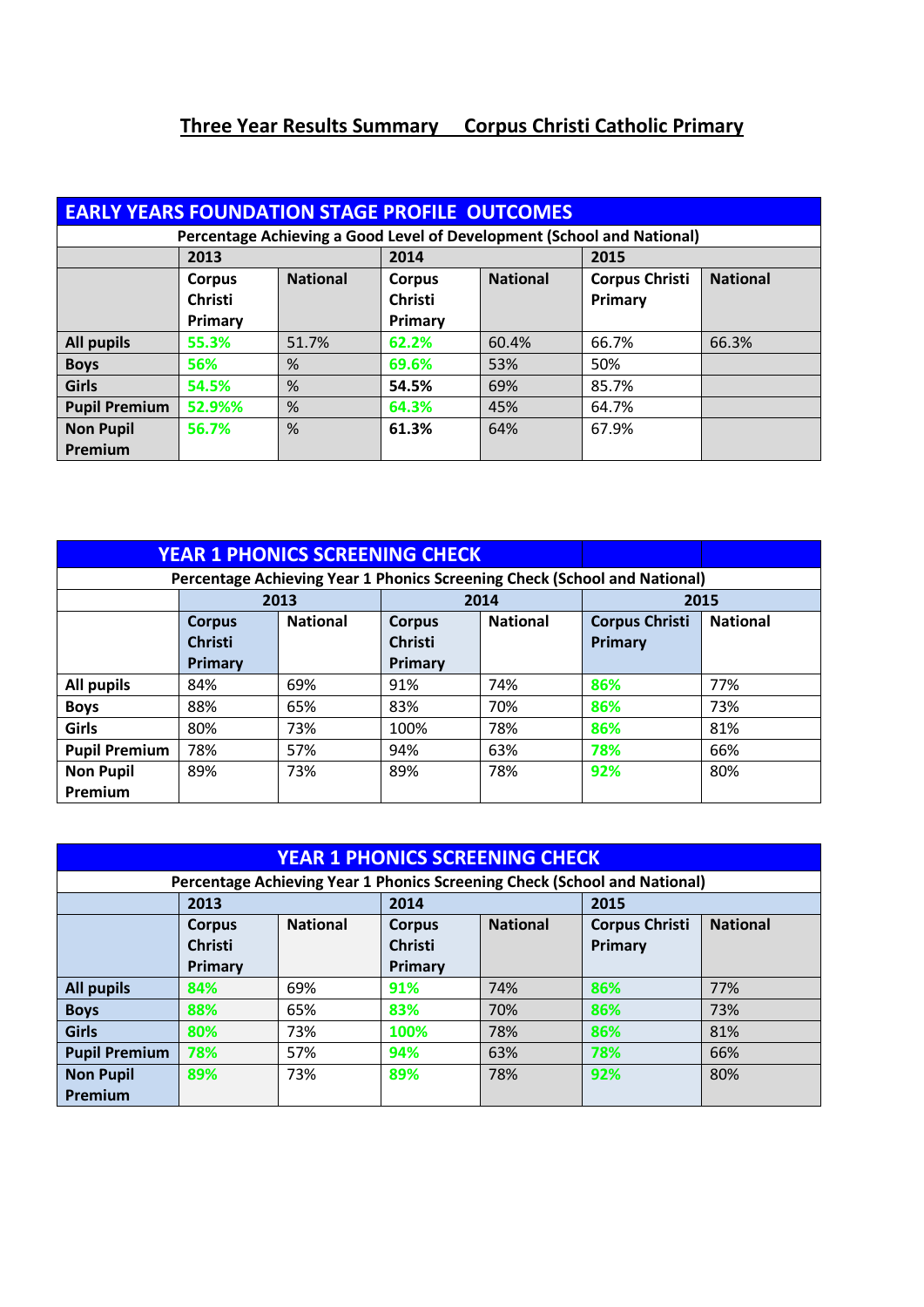# Three Year Results Summary  Corpus Christi Catholic Primary

| EARLY YEARS FOUNDATION STAGE PROFILE OUTCOMES | | | | | | |
|---|---|---|---|---|---|---|
| Percentage Achieving a Good Level of Development (School and National) | | | | | | |
| | 2013 | | 2014 | | 2015 | |
| | Corpus Christi Primary | National | Corpus Christi Primary | National | Corpus Christi Primary | National |
| **All pupils** | 55.3% | 51.7% | 62.2% | 60.4% | 66.7% | 66.3% |
| **Boys** | 56% | % | 69.6% | 53% | 50% | |
| **Girls** | 54.5% | % | 54.5% | 69% | 85.7% | |
| **Pupil Premium** | 52.9%% | % | 64.3% | 45% | 64.7% | |
| **Non Pupil Premium** | 56.7% | % | 61.3% | 64% | 67.9% | |

| YEAR 1 PHONICS SCREENING CHECK | | | | | | |
|---|---|---|---|---|---|---|
| Percentage Achieving Year 1 Phonics Screening Check (School and National) | | | | | | |
| | 2013 | | 2014 | | 2015 | |
| | Corpus Christi Primary | National | Corpus Christi Primary | National | Corpus Christi Primary | National |
| **All pupils** | 84% | 69% | 91% | 74% | 86% | 77% |
| **Boys** | 88% | 65% | 83% | 70% | 86% | 73% |
| **Girls** | 80% | 73% | 100% | 78% | 86% | 81% |
| **Pupil Premium** | 78% | 57% | 94% | 63% | 78% | 66% |
| **Non Pupil Premium** | 89% | 73% | 89% | 78% | 92% | 80% |

| YEAR 1 PHONICS SCREENING CHECK | | | | | | |
|---|---|---|---|---|---|---|
| Percentage Achieving Year 1 Phonics Screening Check (School and National) | | | | | | |
| | 2013 | | 2014 | | 2015 | |
| | Corpus Christi Primary | National | Corpus Christi Primary | National | Corpus Christi Primary | National |
| **All pupils** | 84% | 69% | 91% | 74% | 86% | 77% |
| **Boys** | 88% | 65% | 83% | 70% | 86% | 73% |
| **Girls** | 80% | 73% | 100% | 78% | 86% | 81% |
| **Pupil Premium** | 78% | 57% | 94% | 63% | 78% | 66% |
| **Non Pupil Premium** | 89% | 73% | 89% | 78% | 92% | 80% |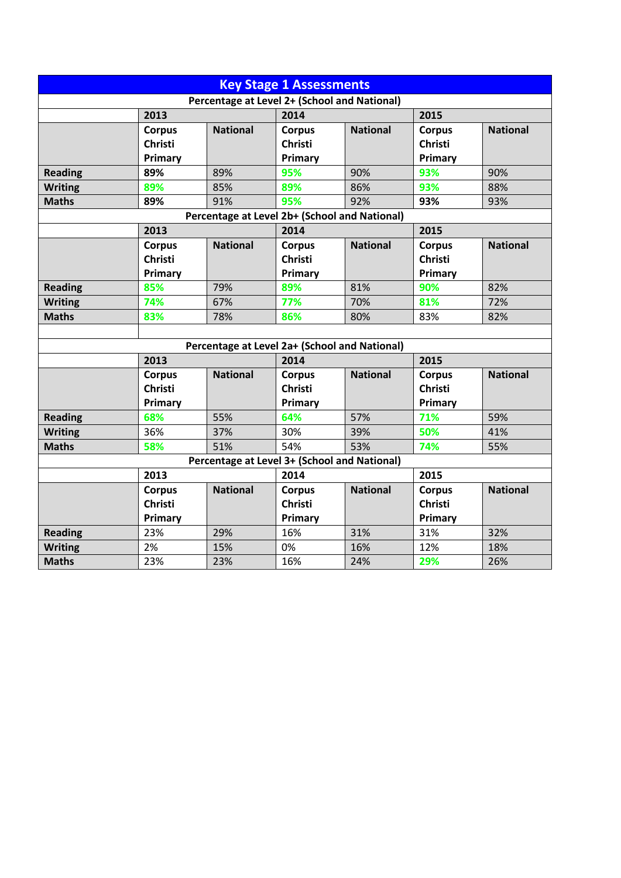# Key Stage 1 Assessments

| Percentage at Level 2+ (School and National) | | | | | | |
|---|---|---|---|---|---|---|
| | 2013 | | 2014 | | 2015 | |
| | Corpus Christi Primary | National | Corpus Christi Primary | National | Corpus Christi Primary | National |
| Reading | 89% | 89% | 95% | 90% | 93% | 90% |
| Writing | 89% | 85% | 89% | 86% | 93% | 88% |
| Maths | 89% | 91% | 95% | 92% | 93% | 93% |

| Percentage at Level 2b+ (School and National) | | | | | | |
|---|---|---|---|---|---|---|
| | 2013 | | 2014 | | 2015 | |
| | Corpus Christi Primary | National | Corpus Christi Primary | National | Corpus Christi Primary | National |
| Reading | 85% | 79% | 89% | 81% | 90% | 82% |
| Writing | 74% | 67% | 77% | 70% | 81% | 72% |
| Maths | 83% | 78% | 86% | 80% | 83% | 82% |

| Percentage at Level 2a+ (School and National) | | | | | | |
|---|---|---|---|---|---|---|
| | 2013 | | 2014 | | 2015 | |
| | Corpus Christi Primary | National | Corpus Christi Primary | National | Corpus Christi Primary | National |
| Reading | 68% | 55% | 64% | 57% | 71% | 59% |
| Writing | 36% | 37% | 30% | 39% | 50% | 41% |
| Maths | 58% | 51% | 54% | 53% | 74% | 55% |

| Percentage at Level 3+ (School and National) | | | | | | |
|---|---|---|---|---|---|---|
| | 2013 | | 2014 | | 2015 | |
| | Corpus Christi Primary | National | Corpus Christi Primary | National | Corpus Christi Primary | National |
| Reading | 23% | 29% | 16% | 31% | 31% | 32% |
| Writing | 2% | 15% | 0% | 16% | 12% | 18% |
| Maths | 23% | 23% | 16% | 24% | 29% | 26% |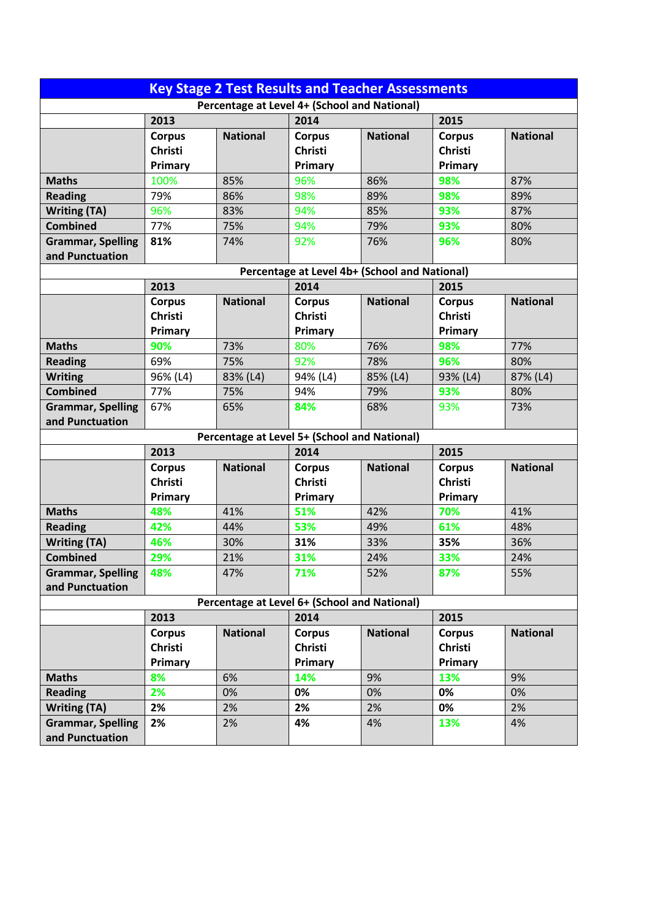# Key Stage 2 Test Results and Teacher Assessments

**Percentage at Level 4+ (School and National)**

| | 2013 | | 2014 | | 2015 | |
|---|---|---|---|---|---|---|
| | **Corpus Christi Primary** | **National** | **Corpus Christi Primary** | **National** | **Corpus Christi Primary** | **National** |
| **Maths** | 100% | 85% | 96% | 86% | **98%** | 87% |
| **Reading** | 79% | 86% | 98% | 89% | **98%** | 89% |
| **Writing (TA)** | 96% | 83% | 94% | 85% | **93%** | 87% |
| **Combined** | 77% | 75% | 94% | 79% | **93%** | 80% |
| **Grammar, Spelling and Punctuation** | **81%** | 74% | 92% | 76% | **96%** | 80% |

**Percentage at Level 4b+ (School and National)**

| | 2013 | | 2014 | | 2015 | |
|---|---|---|---|---|---|---|
| | **Corpus Christi Primary** | **National** | **Corpus Christi Primary** | **National** | **Corpus Christi Primary** | **National** |
| **Maths** | **90%** | 73% | 80% | 76% | **98%** | 77% |
| **Reading** | 69% | 75% | 92% | 78% | **96%** | 80% |
| **Writing** | 96% (L4) | 83% (L4) | 94% (L4) | 85% (L4) | 93% (L4) | 87% (L4) |
| **Combined** | 77% | 75% | 94% | 79% | **93%** | 80% |
| **Grammar, Spelling and Punctuation** | 67% | 65% | **84%** | 68% | 93% | 73% |

**Percentage at Level 5+ (School and National)**

| | 2013 | | 2014 | | 2015 | |
|---|---|---|---|---|---|---|
| | **Corpus Christi Primary** | **National** | **Corpus Christi Primary** | **National** | **Corpus Christi Primary** | **National** |
| **Maths** | **48%** | 41% | **51%** | 42% | **70%** | 41% |
| **Reading** | **42%** | 44% | **53%** | 49% | **61%** | 48% |
| **Writing (TA)** | **46%** | 30% | **31%** | 33% | **35%** | 36% |
| **Combined** | **29%** | 21% | **31%** | 24% | **33%** | 24% |
| **Grammar, Spelling and Punctuation** | **48%** | 47% | **71%** | 52% | **87%** | 55% |

**Percentage at Level 6+ (School and National)**

| | 2013 | | 2014 | | 2015 | |
|---|---|---|---|---|---|---|
| | **Corpus Christi Primary** | **National** | **Corpus Christi Primary** | **National** | **Corpus Christi Primary** | **National** |
| **Maths** | **8%** | 6% | **14%** | 9% | **13%** | 9% |
| **Reading** | **2%** | 0% | **0%** | 0% | **0%** | 0% |
| **Writing (TA)** | **2%** | 2% | **2%** | 2% | **0%** | 2% |
| **Grammar, Spelling and Punctuation** | **2%** | 2% | **4%** | 4% | **13%** | 4% |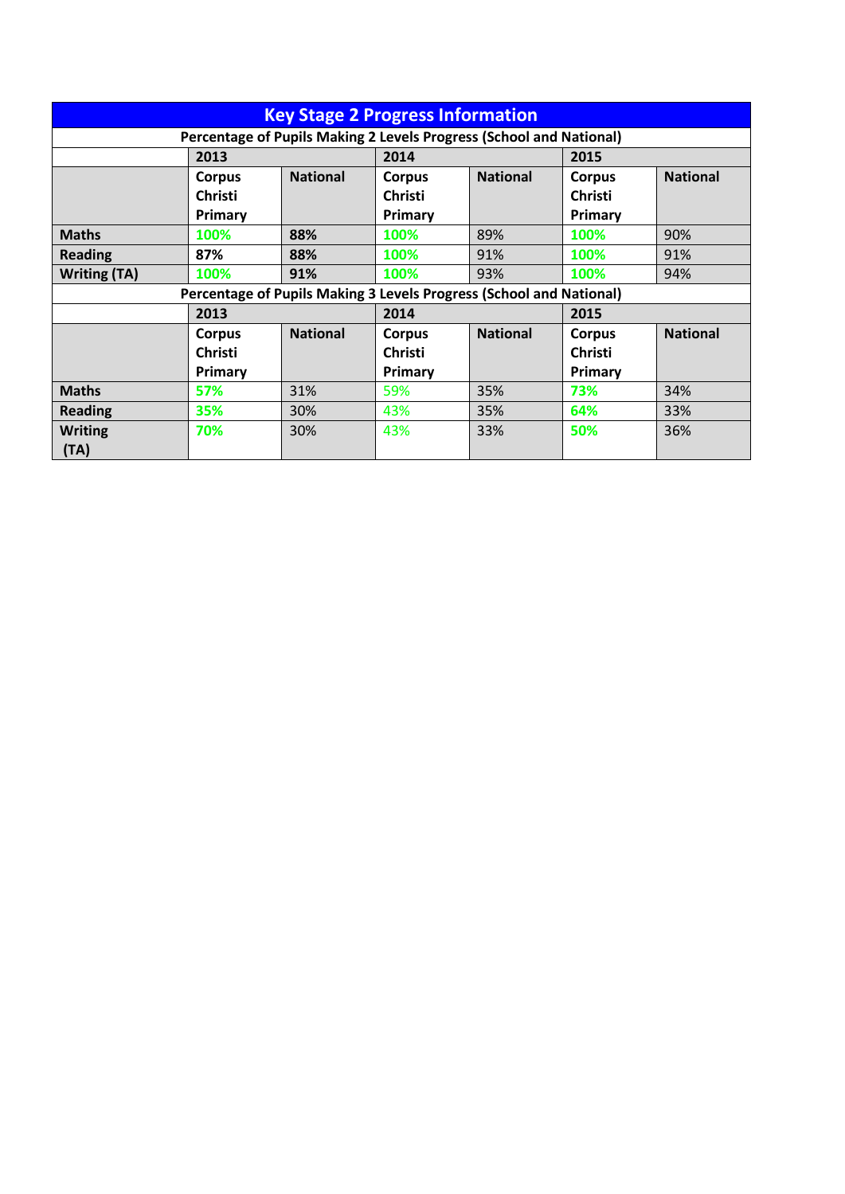## Key Stage 2 Progress Information

| Percentage of Pupils Making 2 Levels Progress (School and National) | | | | | | |
|---|---|---|---|---|---|---|
| | 2013 | | 2014 | | 2015 | |
| | Corpus Christi Primary | National | Corpus Christi Primary | National | Corpus Christi Primary | National |
| **Maths** | **100%** | **88%** | **100%** | 89% | **100%** | 90% |
| **Reading** | **87%** | **88%** | **100%** | 91% | **100%** | 91% |
| **Writing (TA)** | **100%** | **91%** | **100%** | 93% | **100%** | 94% |

| Percentage of Pupils Making 3 Levels Progress (School and National) | | | | | | |
|---|---|---|---|---|---|---|
| | 2013 | | 2014 | | 2015 | |
| | Corpus Christi Primary | National | Corpus Christi Primary | National | Corpus Christi Primary | National |
| **Maths** | **57%** | 31% | 59% | 35% | **73%** | 34% |
| **Reading** | **35%** | 30% | 43% | 35% | **64%** | 33% |
| **Writing (TA)** | **70%** | 30% | 43% | 33% | **50%** | 36% |